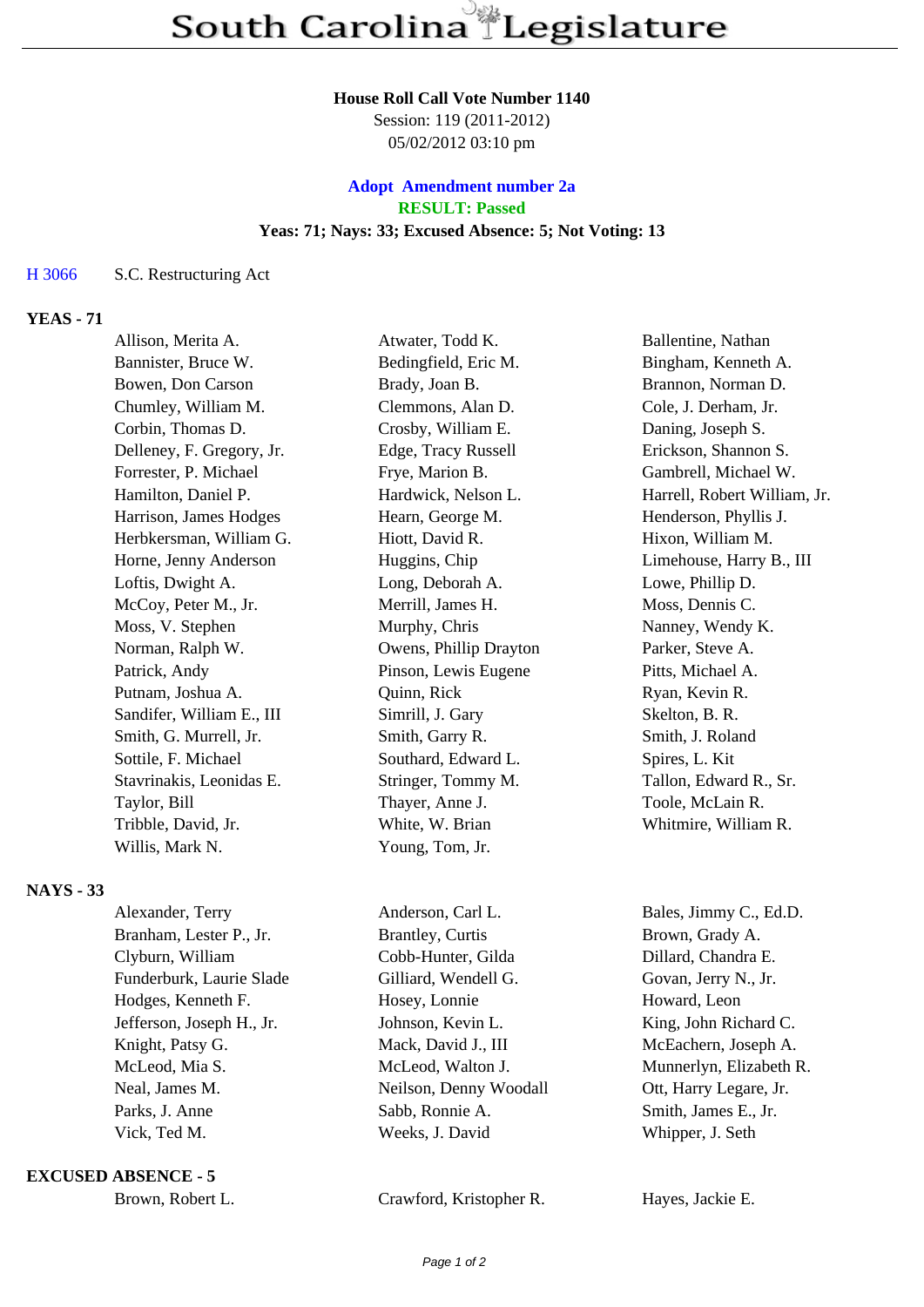# South Carolina Legislature

**House Roll Call Vote Number 1140**
Session: 119 (2011-2012)
05/02/2012 03:10 pm

**Adopt Amendment number 2a**
**RESULT: Passed**
**Yeas: 71; Nays: 33; Excused Absence: 5; Not Voting: 13**

H 3066 S.C. Restructuring Act

**YEAS - 71**

| | | |
|---|---|---|
| Allison, Merita A. | Atwater, Todd K. | Ballentine, Nathan |
| Bannister, Bruce W. | Bedingfield, Eric M. | Bingham, Kenneth A. |
| Bowen, Don Carson | Brady, Joan B. | Brannon, Norman D. |
| Chumley, William M. | Clemmons, Alan D. | Cole, J. Derham, Jr. |
| Corbin, Thomas D. | Crosby, William E. | Daning, Joseph S. |
| Delleney, F. Gregory, Jr. | Edge, Tracy Russell | Erickson, Shannon S. |
| Forrester, P. Michael | Frye, Marion B. | Gambrell, Michael W. |
| Hamilton, Daniel P. | Hardwick, Nelson L. | Harrell, Robert William, Jr. |
| Harrison, James Hodges | Hearn, George M. | Henderson, Phyllis J. |
| Herbkersman, William G. | Hiott, David R. | Hixon, William M. |
| Horne, Jenny Anderson | Huggins, Chip | Limehouse, Harry B., III |
| Loftis, Dwight A. | Long, Deborah A. | Lowe, Phillip D. |
| McCoy, Peter M., Jr. | Merrill, James H. | Moss, Dennis C. |
| Moss, V. Stephen | Murphy, Chris | Nanney, Wendy K. |
| Norman, Ralph W. | Owens, Phillip Drayton | Parker, Steve A. |
| Patrick, Andy | Pinson, Lewis Eugene | Pitts, Michael A. |
| Putnam, Joshua A. | Quinn, Rick | Ryan, Kevin R. |
| Sandifer, William E., III | Simrill, J. Gary | Skelton, B. R. |
| Smith, G. Murrell, Jr. | Smith, Garry R. | Smith, J. Roland |
| Sottile, F. Michael | Southard, Edward L. | Spires, L. Kit |
| Stavrinakis, Leonidas E. | Stringer, Tommy M. | Tallon, Edward R., Sr. |
| Taylor, Bill | Thayer, Anne J. | Toole, McLain R. |
| Tribble, David, Jr. | White, W. Brian | Whitmire, William R. |
| Willis, Mark N. | Young, Tom, Jr. | |

**NAYS - 33**

| | | |
|---|---|---|
| Alexander, Terry | Anderson, Carl L. | Bales, Jimmy C., Ed.D. |
| Branham, Lester P., Jr. | Brantley, Curtis | Brown, Grady A. |
| Clyburn, William | Cobb-Hunter, Gilda | Dillard, Chandra E. |
| Funderburk, Laurie Slade | Gilliard, Wendell G. | Govan, Jerry N., Jr. |
| Hodges, Kenneth F. | Hosey, Lonnie | Howard, Leon |
| Jefferson, Joseph H., Jr. | Johnson, Kevin L. | King, John Richard C. |
| Knight, Patsy G. | Mack, David J., III | McEachern, Joseph A. |
| McLeod, Mia S. | McLeod, Walton J. | Munnerlyn, Elizabeth R. |
| Neal, James M. | Neilson, Denny Woodall | Ott, Harry Legare, Jr. |
| Parks, J. Anne | Sabb, Ronnie A. | Smith, James E., Jr. |
| Vick, Ted M. | Weeks, J. David | Whipper, J. Seth |

**EXCUSED ABSENCE - 5**

| | | |
|---|---|---|
| Brown, Robert L. | Crawford, Kristopher R. | Hayes, Jackie E. |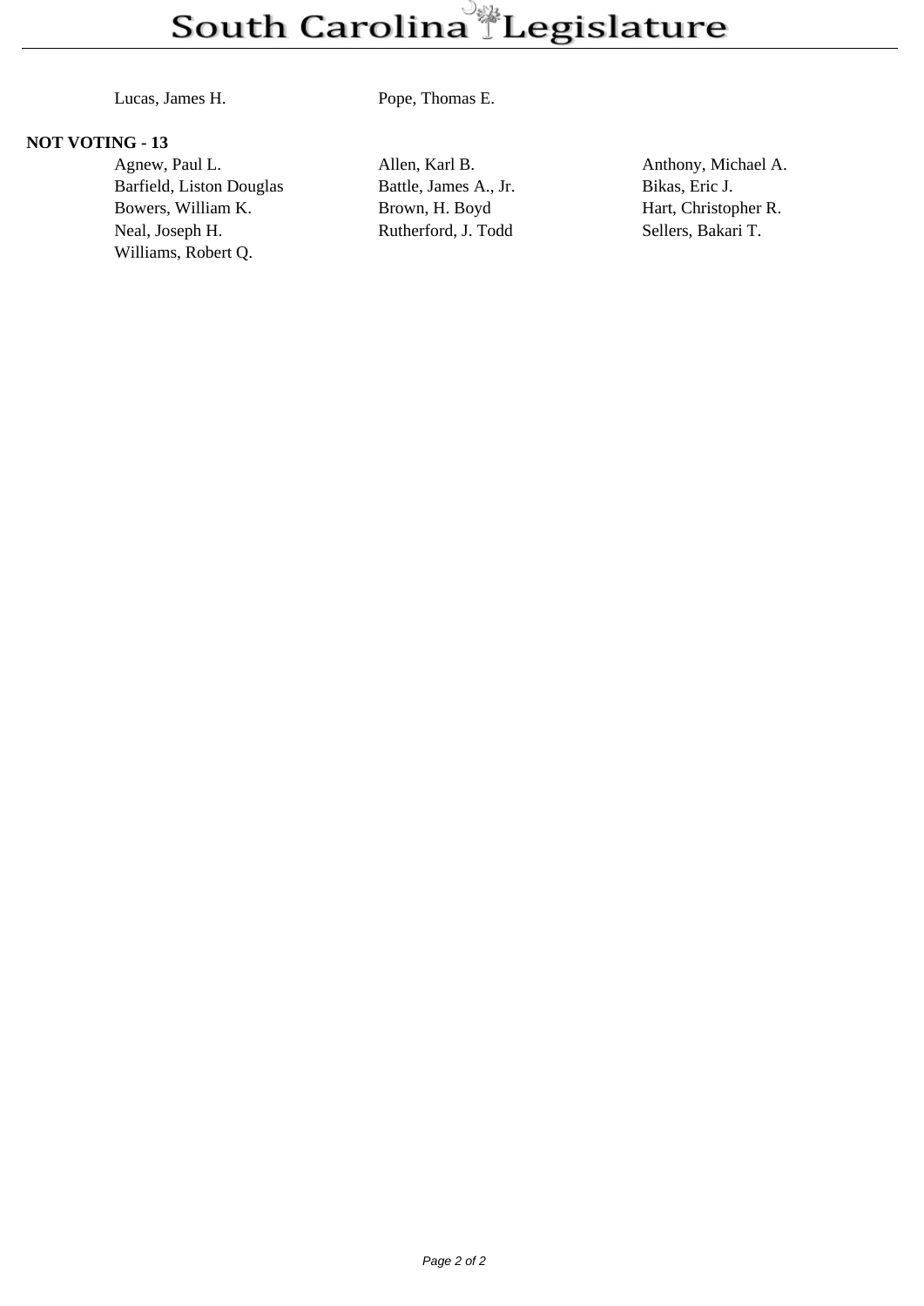| | | |
|---|---|---|
| Lucas, James H. | Pope, Thomas E. | |

**NOT VOTING - 13**

| | | |
|---|---|---|
| Agnew, Paul L. | Allen, Karl B. | Anthony, Michael A. |
| Barfield, Liston Douglas | Battle, James A., Jr. | Bikas, Eric J. |
| Bowers, William K. | Brown, H. Boyd | Hart, Christopher R. |
| Neal, Joseph H. | Rutherford, J. Todd | Sellers, Bakari T. |
| Williams, Robert Q. | | |